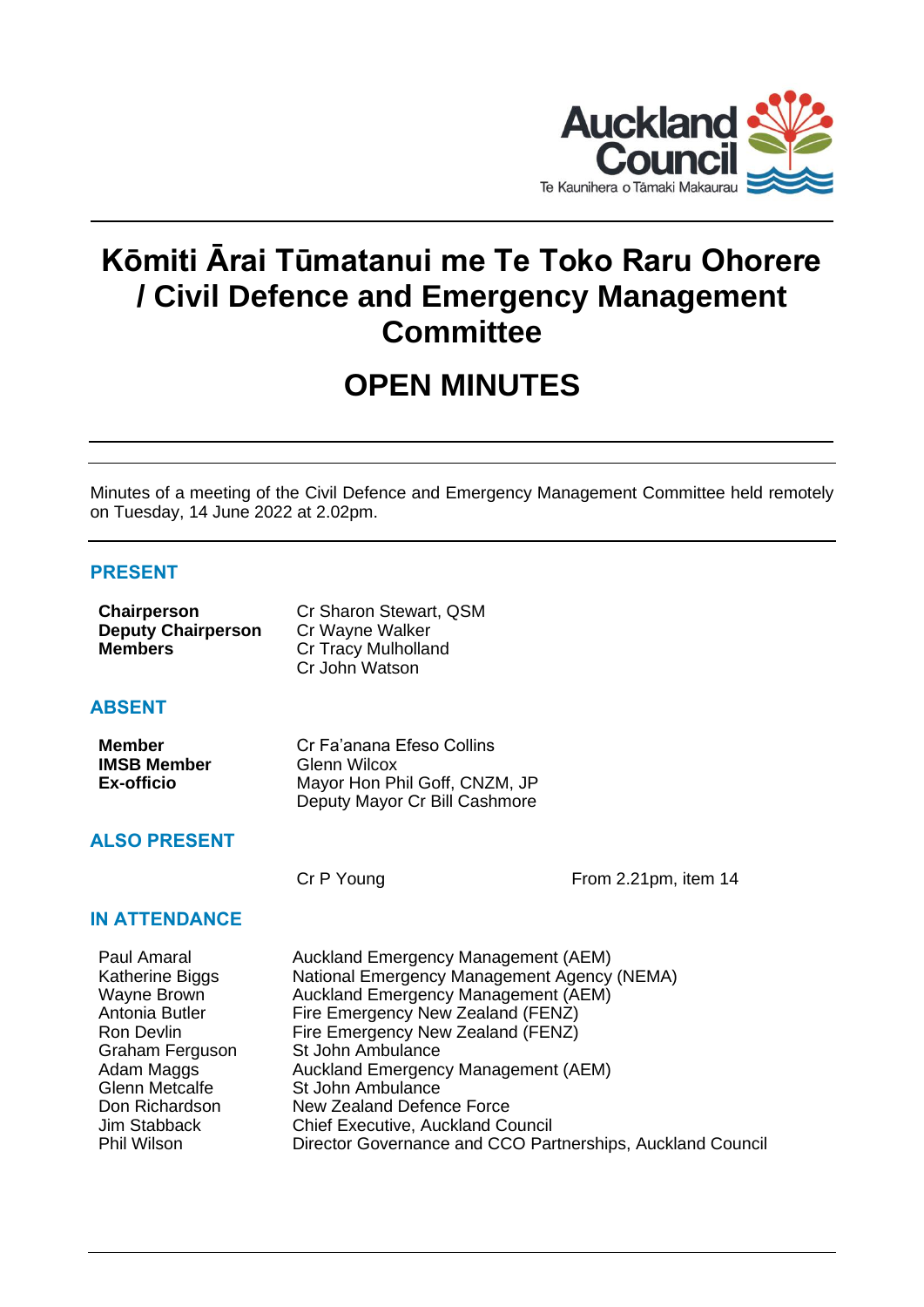# Kōmiti Ārai Tūmatanui me Te Toko Raru Ohorere / Civil Defence and Emergency Management Committee

# OPEN MINUTES

Minutes of a meeting of the Civil Defence and Emergency Management Committee held remotely on Tuesday, 14 June 2022 at 2.02pm.

## PRESENT

| | |
|---|---|
| **Chairperson** | Cr Sharon Stewart, QSM |
| **Deputy Chairperson** | Cr Wayne Walker |
| **Members** | Cr Tracy Mulholland |
| | Cr John Watson |

## ABSENT

| | |
|---|---|
| **Member** | Cr Fa'anana Efeso Collins |
| **IMSB Member** | Glenn Wilcox |
| **Ex-officio** | Mayor Hon Phil Goff, CNZM, JP |
| | Deputy Mayor Cr Bill Cashmore |

## ALSO PRESENT

| | |
|---|---|
| Cr P Young | From 2.21pm, item 14 |

## IN ATTENDANCE

| | |
|---|---|
| Paul Amaral | Auckland Emergency Management (AEM) |
| Katherine Biggs | National Emergency Management Agency (NEMA) |
| Wayne Brown | Auckland Emergency Management (AEM) |
| Antonia Butler | Fire Emergency New Zealand (FENZ) |
| Ron Devlin | Fire Emergency New Zealand (FENZ) |
| Graham Ferguson | St John Ambulance |
| Adam Maggs | Auckland Emergency Management (AEM) |
| Glenn Metcalfe | St John Ambulance |
| Don Richardson | New Zealand Defence Force |
| Jim Stabback | Chief Executive, Auckland Council |
| Phil Wilson | Director Governance and CCO Partnerships, Auckland Council |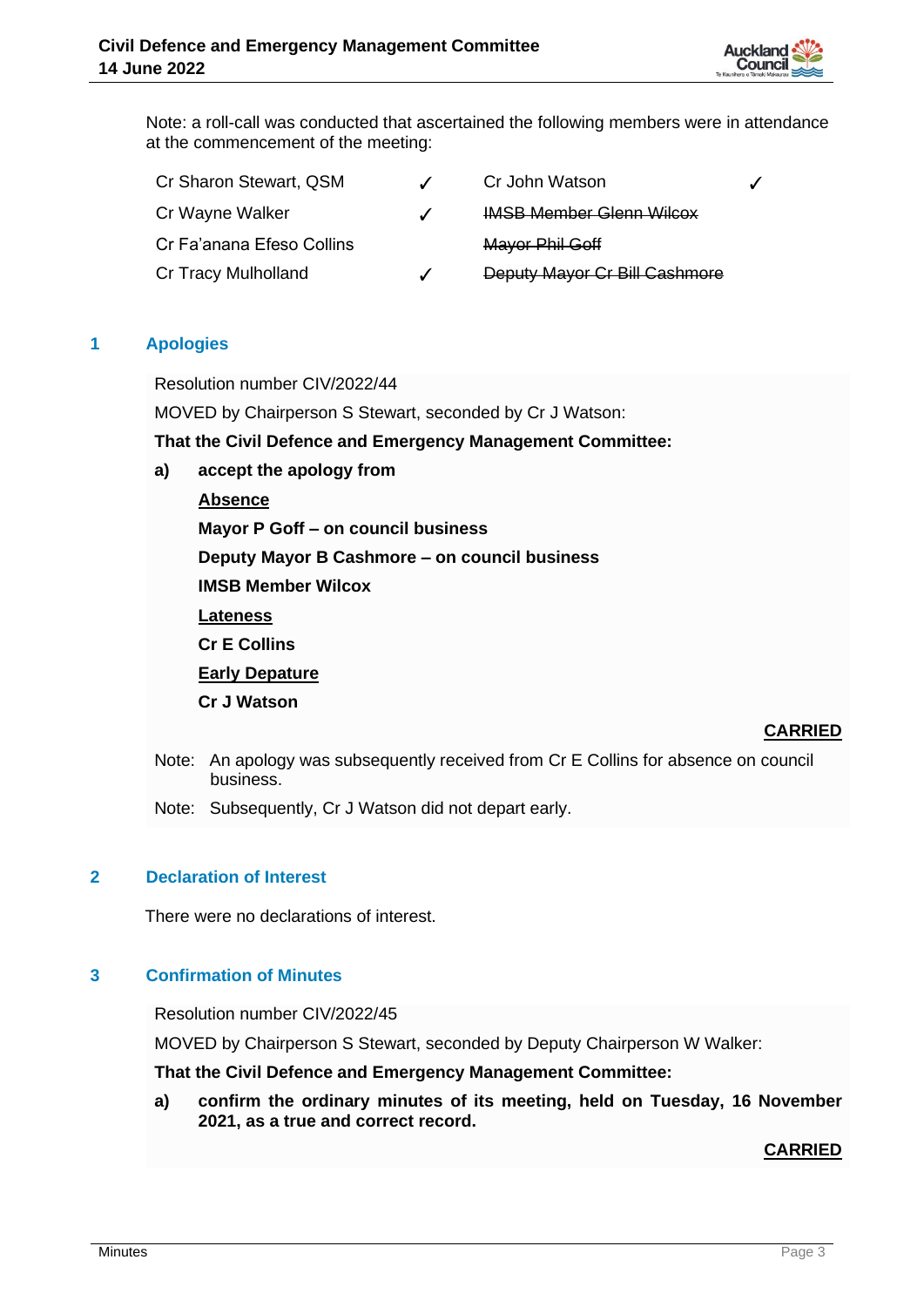Note: a roll-call was conducted that ascertained the following members were in attendance at the commencement of the meeting:

| | | | |
|---|---|---|---|
| Cr Sharon Stewart, QSM | ✓ | Cr John Watson | ✓ |
| Cr Wayne Walker | ✓ | ~~IMSB Member Glenn Wilcox~~ | |
| Cr Fa'anana Efeso Collins | | ~~Mayor Phil Goff~~ | |
| Cr Tracy Mulholland | ✓ | ~~Deputy Mayor Cr Bill Cashmore~~ | |

## 1 Apologies

Resolution number CIV/2022/44

MOVED by Chairperson S Stewart, seconded by Cr J Watson:

**That the Civil Defence and Emergency Management Committee:**

**a) accept the apology from**

**<u>Absence</u>**

**Mayor P Goff – on council business**

**Deputy Mayor B Cashmore – on council business**

**IMSB Member Wilcox**

**<u>Lateness</u>**

**Cr E Collins**

**<u>Early Depature</u>**

**Cr J Watson**

**<u>CARRIED</u>**

Note: An apology was subsequently received from Cr E Collins for absence on council business.

Note: Subsequently, Cr J Watson did not depart early.

## 2 Declaration of Interest

There were no declarations of interest.

## 3 Confirmation of Minutes

Resolution number CIV/2022/45

MOVED by Chairperson S Stewart, seconded by Deputy Chairperson W Walker:

**That the Civil Defence and Emergency Management Committee:**

**a) confirm the ordinary minutes of its meeting, held on Tuesday, 16 November 2021, as a true and correct record.**

**<u>CARRIED</u>**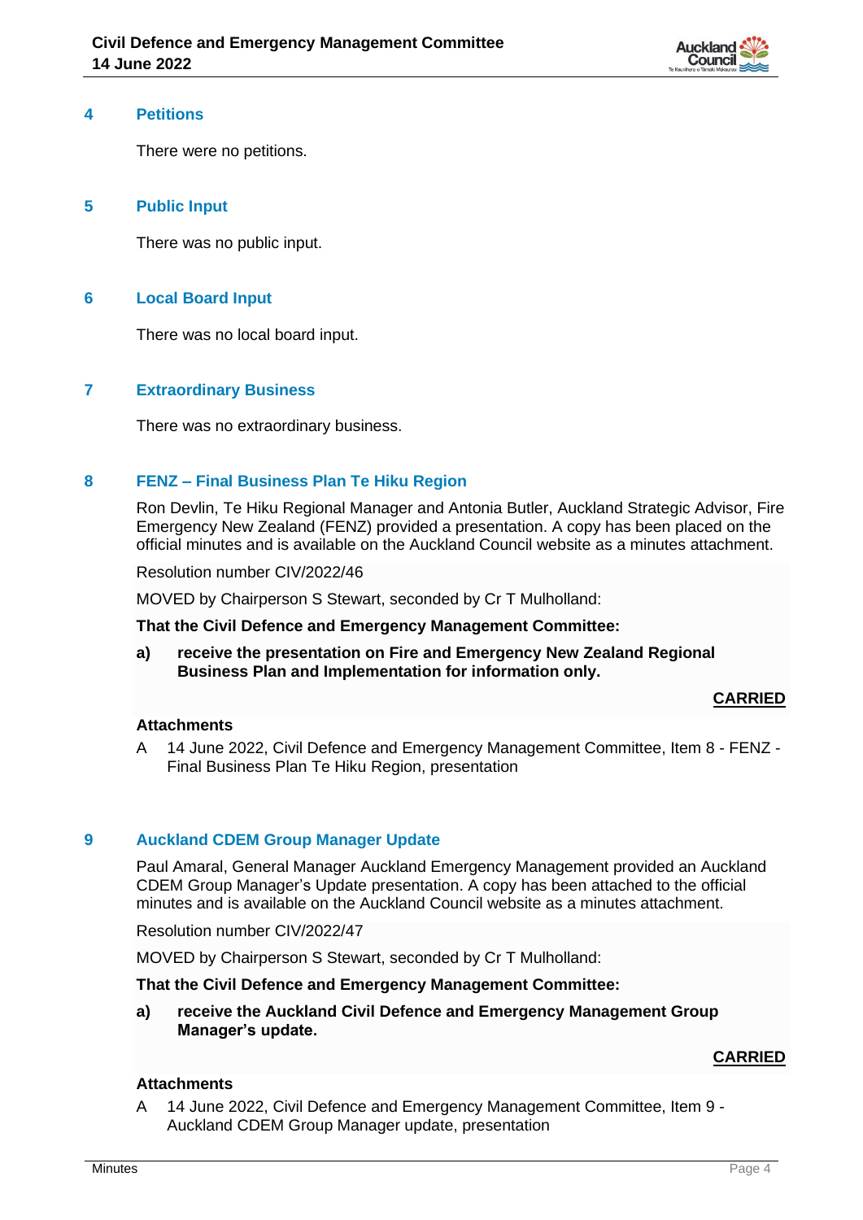## 4 Petitions

There were no petitions.

## 5 Public Input

There was no public input.

## 6 Local Board Input

There was no local board input.

## 7 Extraordinary Business

There was no extraordinary business.

## 8 FENZ – Final Business Plan Te Hiku Region

Ron Devlin, Te Hiku Regional Manager and Antonia Butler, Auckland Strategic Advisor, Fire Emergency New Zealand (FENZ) provided a presentation. A copy has been placed on the official minutes and is available on the Auckland Council website as a minutes attachment.

Resolution number CIV/2022/46

MOVED by Chairperson S Stewart, seconded by Cr T Mulholland:

**That the Civil Defence and Emergency Management Committee:**

**a) receive the presentation on Fire and Emergency New Zealand Regional Business Plan and Implementation for information only.**

**CARRIED**

**Attachments**

A 14 June 2022, Civil Defence and Emergency Management Committee, Item 8 - FENZ - Final Business Plan Te Hiku Region, presentation

## 9 Auckland CDEM Group Manager Update

Paul Amaral, General Manager Auckland Emergency Management provided an Auckland CDEM Group Manager's Update presentation. A copy has been attached to the official minutes and is available on the Auckland Council website as a minutes attachment.

Resolution number CIV/2022/47

MOVED by Chairperson S Stewart, seconded by Cr T Mulholland:

**That the Civil Defence and Emergency Management Committee:**

**a) receive the Auckland Civil Defence and Emergency Management Group Manager's update.**

**CARRIED**

**Attachments**

A 14 June 2022, Civil Defence and Emergency Management Committee, Item 9 - Auckland CDEM Group Manager update, presentation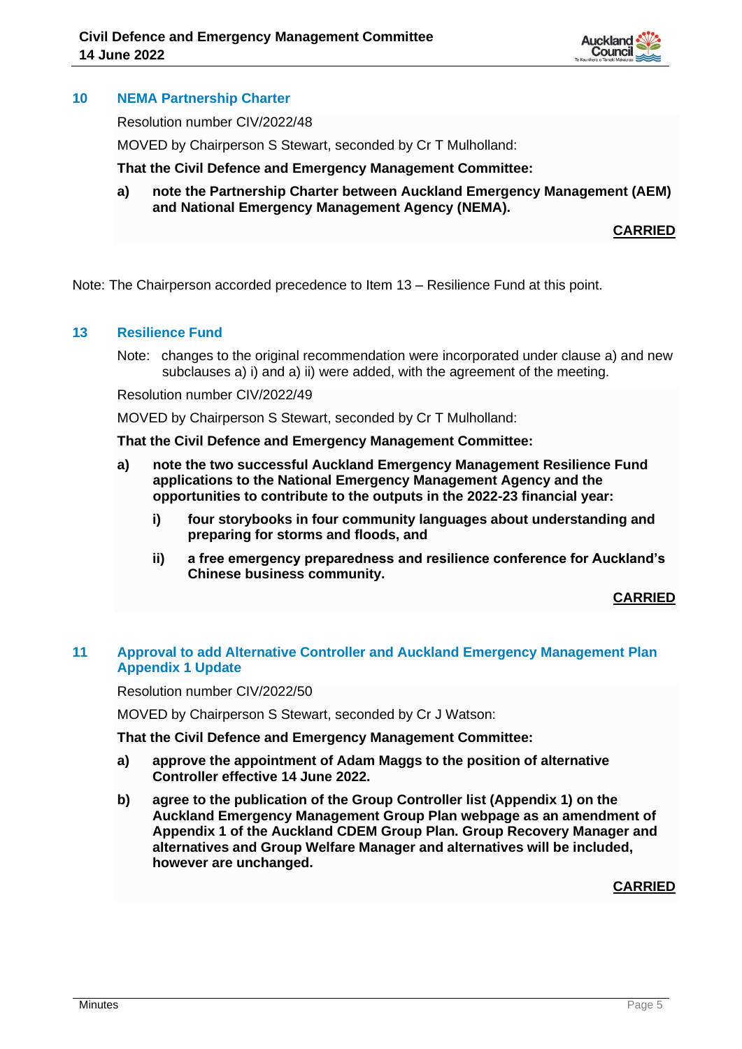## 10 NEMA Partnership Charter

Resolution number CIV/2022/48

MOVED by Chairperson S Stewart, seconded by Cr T Mulholland:

**That the Civil Defence and Emergency Management Committee:**

**a) note the Partnership Charter between Auckland Emergency Management (AEM) and National Emergency Management Agency (NEMA).**

**CARRIED**

Note: The Chairperson accorded precedence to Item 13 – Resilience Fund at this point.

## 13 Resilience Fund

Note: changes to the original recommendation were incorporated under clause a) and new subclauses a) i) and a) ii) were added, with the agreement of the meeting.

Resolution number CIV/2022/49

MOVED by Chairperson S Stewart, seconded by Cr T Mulholland:

**That the Civil Defence and Emergency Management Committee:**

**a) note the two successful Auckland Emergency Management Resilience Fund applications to the National Emergency Management Agency and the opportunities to contribute to the outputs in the 2022-23 financial year:**

**i) four storybooks in four community languages about understanding and preparing for storms and floods, and**

**ii) a free emergency preparedness and resilience conference for Auckland's Chinese business community.**

**CARRIED**

## 11 Approval to add Alternative Controller and Auckland Emergency Management Plan Appendix 1 Update

Resolution number CIV/2022/50

MOVED by Chairperson S Stewart, seconded by Cr J Watson:

**That the Civil Defence and Emergency Management Committee:**

**a) approve the appointment of Adam Maggs to the position of alternative Controller effective 14 June 2022.**

**b) agree to the publication of the Group Controller list (Appendix 1) on the Auckland Emergency Management Group Plan webpage as an amendment of Appendix 1 of the Auckland CDEM Group Plan. Group Recovery Manager and alternatives and Group Welfare Manager and alternatives will be included, however are unchanged.**

**CARRIED**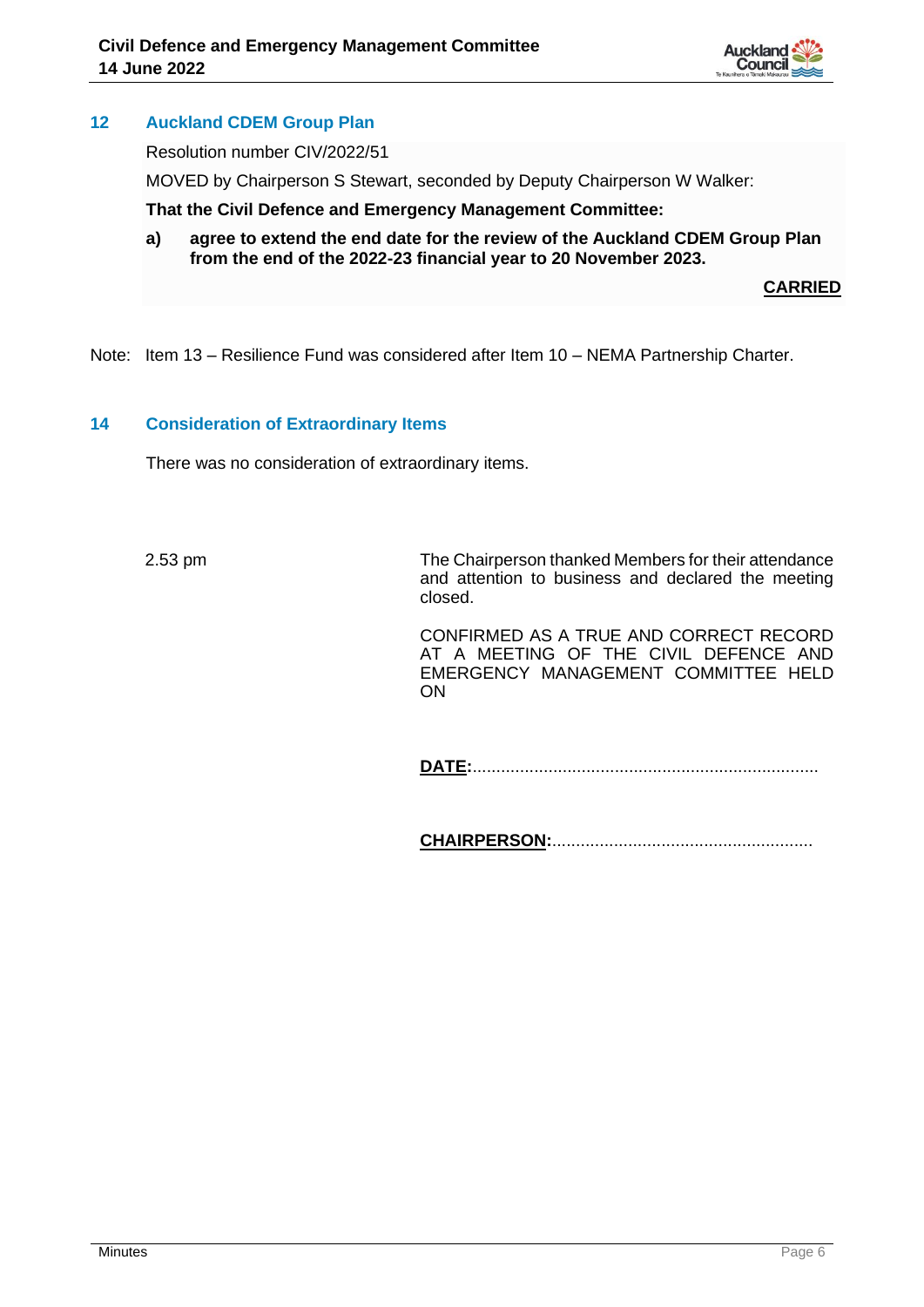## 12 Auckland CDEM Group Plan

Resolution number CIV/2022/51

MOVED by Chairperson S Stewart, seconded by Deputy Chairperson W Walker:

**That the Civil Defence and Emergency Management Committee:**

**a) agree to extend the end date for the review of the Auckland CDEM Group Plan from the end of the 2022-23 financial year to 20 November 2023.**

**CARRIED**

Note: Item 13 – Resilience Fund was considered after Item 10 – NEMA Partnership Charter.

## 14 Consideration of Extraordinary Items

There was no consideration of extraordinary items.

2.53 pm

The Chairperson thanked Members for their attendance and attention to business and declared the meeting closed.

CONFIRMED AS A TRUE AND CORRECT RECORD AT A MEETING OF THE CIVIL DEFENCE AND EMERGENCY MANAGEMENT COMMITTEE HELD ON

**DATE:**.........................................................................

**CHAIRPERSON:**.......................................................